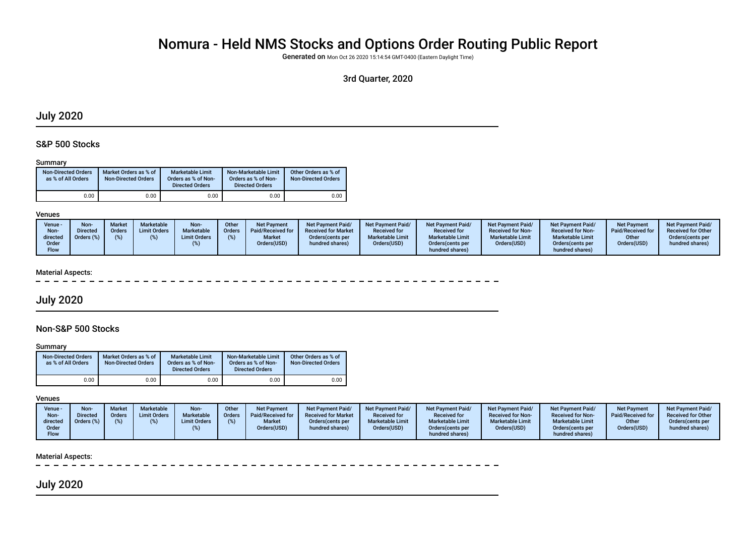# Nomura - Held NMS Stocks and Options Order Routing Public Report

**Generated on** Mon Oct 26 2020 15:14:54 GMT-0400 (Eastern Daylight Time)

3rd Quarter, 2020

## July 2020

### S&P 500 Stocks

**Summary**

| Non-Directed Orders as % of All Orders | Market Orders as % of Non-Directed Orders | Marketable Limit Orders as % of Non-Directed Orders | Non-Marketable Limit Orders as % of Non-Directed Orders | Other Orders as % of Non-Directed Orders |
|---|---|---|---|---|
| 0.00 | 0.00 | 0.00 | 0.00 | 0.00 |

**Venues**

| Venue - Non-directed Order Flow | Non-Directed Orders (%) | Market Orders (%) | Marketable Limit Orders (%) | Non-Marketable Limit Orders (%) | Other Orders (%) | Net Payment Paid/Received for Market Orders(USD) | Net Payment Paid/ Received for Market Orders(cents per hundred shares) | Net Payment Paid/ Received for Marketable Limit Orders(USD) | Net Payment Paid/ Received for Marketable Limit Orders(cents per hundred shares) | Net Payment Paid/ Received for Non-Marketable Limit Orders(USD) | Net Payment Paid/ Received for Non-Marketable Limit Orders(cents per hundred shares) | Net Payment Paid/Received for Other Orders(USD) | Net Payment Paid/ Received for Other Orders(cents per hundred shares) |
|---|---|---|---|---|---|---|---|---|---|---|---|---|---|

**Material Aspects:**

## July 2020

### Non-S&P 500 Stocks

**Summary**

| Non-Directed Orders as % of All Orders | Market Orders as % of Non-Directed Orders | Marketable Limit Orders as % of Non-Directed Orders | Non-Marketable Limit Orders as % of Non-Directed Orders | Other Orders as % of Non-Directed Orders |
|---|---|---|---|---|
| 0.00 | 0.00 | 0.00 | 0.00 | 0.00 |

**Venues**

| Venue - Non-directed Order Flow | Non-Directed Orders (%) | Market Orders (%) | Marketable Limit Orders (%) | Non-Marketable Limit Orders (%) | Other Orders (%) | Net Payment Paid/Received for Market Orders(USD) | Net Payment Paid/ Received for Market Orders(cents per hundred shares) | Net Payment Paid/ Received for Marketable Limit Orders(USD) | Net Payment Paid/ Received for Marketable Limit Orders(cents per hundred shares) | Net Payment Paid/ Received for Non-Marketable Limit Orders(USD) | Net Payment Paid/ Received for Non-Marketable Limit Orders(cents per hundred shares) | Net Payment Paid/Received for Other Orders(USD) | Net Payment Paid/ Received for Other Orders(cents per hundred shares) |
|---|---|---|---|---|---|---|---|---|---|---|---|---|---|

**Material Aspects:**

## July 2020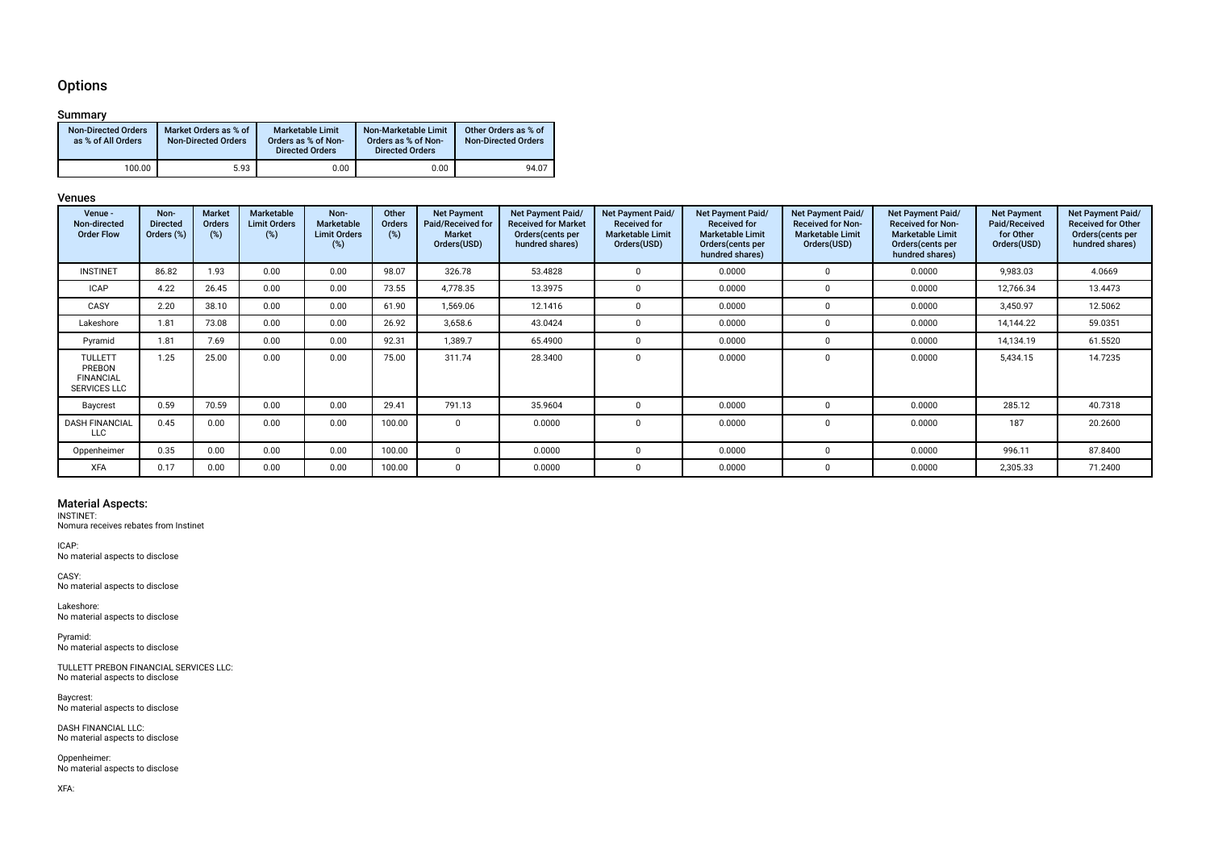## Options

### Summary

| Non-Directed Orders as % of All Orders | Market Orders as % of Non-Directed Orders | Marketable Limit Orders as % of Non-Directed Orders | Non-Marketable Limit Orders as % of Non-Directed Orders | Other Orders as % of Non-Directed Orders |
|---|---|---|---|---|
| 100.00 | 5.93 | 0.00 | 0.00 | 94.07 |

### Venues

| Venue - Non-directed Order Flow | Non-Directed Orders (%) | Market Orders (%) | Marketable Limit Orders (%) | Non-Marketable Limit Orders (%) | Other Orders (%) | Net Payment Paid/Received for Market Orders(USD) | Net Payment Paid/ Received for Market Orders(cents per hundred shares) | Net Payment Paid/ Received for Marketable Limit Orders(USD) | Net Payment Paid/ Received for Marketable Limit Orders(cents per hundred shares) | Net Payment Paid/ Received for Non-Marketable Limit Orders(USD) | Net Payment Paid/ Received for Non-Marketable Limit Orders(cents per hundred shares) | Net Payment Paid/Received for Other Orders(USD) | Net Payment Paid/ Received for Other Orders(cents per hundred shares) |
|---|---|---|---|---|---|---|---|---|---|---|---|---|---|
| INSTINET | 86.82 | 1.93 | 0.00 | 0.00 | 98.07 | 326.78 | 53.4828 | 0 | 0.0000 | 0 | 0.0000 | 9,983.03 | 4.0669 |
| ICAP | 4.22 | 26.45 | 0.00 | 0.00 | 73.55 | 4,778.35 | 13.3975 | 0 | 0.0000 | 0 | 0.0000 | 12,766.34 | 13.4473 |
| CASY | 2.20 | 38.10 | 0.00 | 0.00 | 61.90 | 1,569.06 | 12.1416 | 0 | 0.0000 | 0 | 0.0000 | 3,450.97 | 12.5062 |
| Lakeshore | 1.81 | 73.08 | 0.00 | 0.00 | 26.92 | 3,658.6 | 43.0424 | 0 | 0.0000 | 0 | 0.0000 | 14,144.22 | 59.0351 |
| Pyramid | 1.81 | 7.69 | 0.00 | 0.00 | 92.31 | 1,389.7 | 65.4900 | 0 | 0.0000 | 0 | 0.0000 | 14,134.19 | 61.5520 |
| TULLETT PREBON FINANCIAL SERVICES LLC | 1.25 | 25.00 | 0.00 | 0.00 | 75.00 | 311.74 | 28.3400 | 0 | 0.0000 | 0 | 0.0000 | 5,434.15 | 14.7235 |
| Baycrest | 0.59 | 70.59 | 0.00 | 0.00 | 29.41 | 791.13 | 35.9604 | 0 | 0.0000 | 0 | 0.0000 | 285.12 | 40.7318 |
| DASH FINANCIAL LLC | 0.45 | 0.00 | 0.00 | 0.00 | 100.00 | 0 | 0.0000 | 0 | 0.0000 | 0 | 0.0000 | 187 | 20.2600 |
| Oppenheimer | 0.35 | 0.00 | 0.00 | 0.00 | 100.00 | 0 | 0.0000 | 0 | 0.0000 | 0 | 0.0000 | 996.11 | 87.8400 |
| XFA | 0.17 | 0.00 | 0.00 | 0.00 | 100.00 | 0 | 0.0000 | 0 | 0.0000 | 0 | 0.0000 | 2,305.33 | 71.2400 |

### Material Aspects:

INSTINET:
Nomura receives rebates from Instinet

ICAP:
No material aspects to disclose

CASY:
No material aspects to disclose

Lakeshore:
No material aspects to disclose

Pyramid:
No material aspects to disclose

TULLETT PREBON FINANCIAL SERVICES LLC:
No material aspects to disclose

Baycrest:
No material aspects to disclose

DASH FINANCIAL LLC:
No material aspects to disclose

Oppenheimer:
No material aspects to disclose

XFA: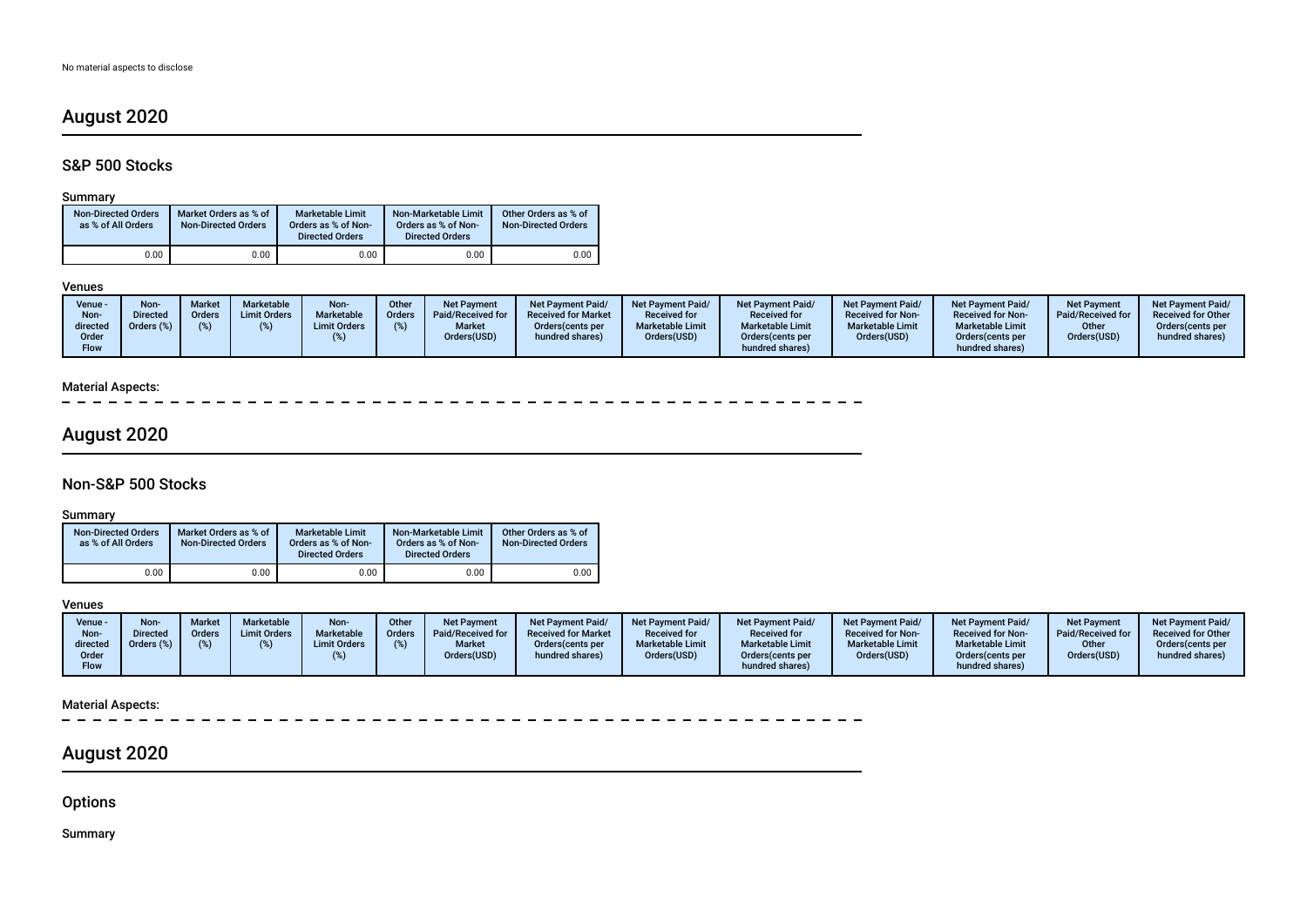No material aspects to disclose

# August 2020

## S&P 500 Stocks

### Summary

| Non-Directed Orders as % of All Orders | Market Orders as % of Non-Directed Orders | Marketable Limit Orders as % of Non-Directed Orders | Non-Marketable Limit Orders as % of Non-Directed Orders | Other Orders as % of Non-Directed Orders |
|---|---|---|---|---|
| 0.00 | 0.00 | 0.00 | 0.00 | 0.00 |

### Venues

| Venue - Non-directed Order Flow | Non-Directed Orders (%) | Market Orders (%) | Marketable Limit Orders (%) | Non-Marketable Limit Orders (%) | Other Orders (%) | Net Payment Paid/Received for Market Orders(USD) | Net Payment Paid/ Received for Market Orders(cents per hundred shares) | Net Payment Paid/ Received for Marketable Limit Orders(USD) | Net Payment Paid/ Received for Marketable Limit Orders(cents per hundred shares) | Net Payment Paid/ Received for Non-Marketable Limit Orders(USD) | Net Payment Paid/ Received for Non-Marketable Limit Orders(cents per hundred shares) | Net Payment Paid/Received for Other Orders(USD) | Net Payment Paid/ Received for Other Orders(cents per hundred shares) |
|---|---|---|---|---|---|---|---|---|---|---|---|---|---|

### Material Aspects:

# August 2020

## Non-S&P 500 Stocks

### Summary

| Non-Directed Orders as % of All Orders | Market Orders as % of Non-Directed Orders | Marketable Limit Orders as % of Non-Directed Orders | Non-Marketable Limit Orders as % of Non-Directed Orders | Other Orders as % of Non-Directed Orders |
|---|---|---|---|---|
| 0.00 | 0.00 | 0.00 | 0.00 | 0.00 |

### Venues

| Venue - Non-directed Order Flow | Non-Directed Orders (%) | Market Orders (%) | Marketable Limit Orders (%) | Non-Marketable Limit Orders (%) | Other Orders (%) | Net Payment Paid/Received for Market Orders(USD) | Net Payment Paid/ Received for Market Orders(cents per hundred shares) | Net Payment Paid/ Received for Marketable Limit Orders(USD) | Net Payment Paid/ Received for Marketable Limit Orders(cents per hundred shares) | Net Payment Paid/ Received for Non-Marketable Limit Orders(USD) | Net Payment Paid/ Received for Non-Marketable Limit Orders(cents per hundred shares) | Net Payment Paid/Received for Other Orders(USD) | Net Payment Paid/ Received for Other Orders(cents per hundred shares) |
|---|---|---|---|---|---|---|---|---|---|---|---|---|---|

### Material Aspects:

# August 2020

## Options

### Summary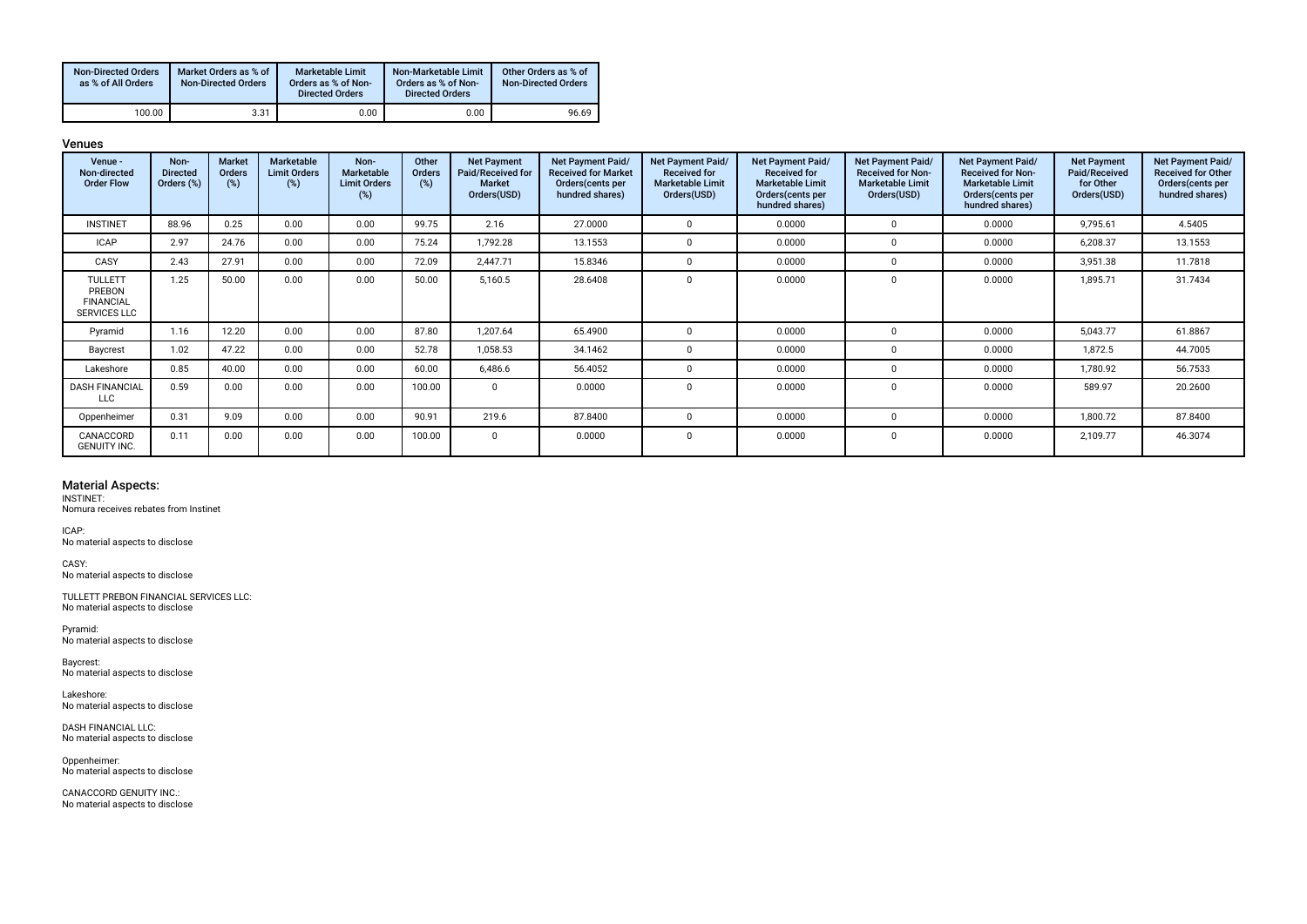| Non-Directed Orders as % of All Orders | Market Orders as % of Non-Directed Orders | Marketable Limit Orders as % of Non-Directed Orders | Non-Marketable Limit Orders as % of Non-Directed Orders | Other Orders as % of Non-Directed Orders |
| --- | --- | --- | --- | --- |
| 100.00 | 3.31 | 0.00 | 0.00 | 96.69 |

## Venues

| Venue - Non-directed Order Flow | Non-Directed Orders (%) | Market Orders (%) | Marketable Limit Orders (%) | Non-Marketable Limit Orders (%) | Other Orders (%) | Net Payment Paid/Received for Market Orders(USD) | Net Payment Paid/ Received for Market Orders(cents per hundred shares) | Net Payment Paid/ Received for Marketable Limit Orders(USD) | Net Payment Paid/ Received for Marketable Limit Orders(cents per hundred shares) | Net Payment Paid/ Received for Non-Marketable Limit Orders(USD) | Net Payment Paid/ Received for Non-Marketable Limit Orders(cents per hundred shares) | Net Payment Paid/Received for Other Orders(USD) | Net Payment Paid/ Received for Other Orders(cents per hundred shares) |
| --- | --- | --- | --- | --- | --- | --- | --- | --- | --- | --- | --- | --- | --- |
| INSTINET | 88.96 | 0.25 | 0.00 | 0.00 | 99.75 | 2.16 | 27.0000 | 0 | 0.0000 | 0 | 0.0000 | 9,795.61 | 4.5405 |
| ICAP | 2.97 | 24.76 | 0.00 | 0.00 | 75.24 | 1,792.28 | 13.1553 | 0 | 0.0000 | 0 | 0.0000 | 6,208.37 | 13.1553 |
| CASY | 2.43 | 27.91 | 0.00 | 0.00 | 72.09 | 2,447.71 | 15.8346 | 0 | 0.0000 | 0 | 0.0000 | 3,951.38 | 11.7818 |
| TULLETT PREBON FINANCIAL SERVICES LLC | 1.25 | 50.00 | 0.00 | 0.00 | 50.00 | 5,160.5 | 28.6408 | 0 | 0.0000 | 0 | 0.0000 | 1,895.71 | 31.7434 |
| Pyramid | 1.16 | 12.20 | 0.00 | 0.00 | 87.80 | 1,207.64 | 65.4900 | 0 | 0.0000 | 0 | 0.0000 | 5,043.77 | 61.8867 |
| Baycrest | 1.02 | 47.22 | 0.00 | 0.00 | 52.78 | 1,058.53 | 34.1462 | 0 | 0.0000 | 0 | 0.0000 | 1,872.5 | 44.7005 |
| Lakeshore | 0.85 | 40.00 | 0.00 | 0.00 | 60.00 | 6,486.6 | 56.4052 | 0 | 0.0000 | 0 | 0.0000 | 1,780.92 | 56.7533 |
| DASH FINANCIAL LLC | 0.59 | 0.00 | 0.00 | 0.00 | 100.00 | 0 | 0.0000 | 0 | 0.0000 | 0 | 0.0000 | 589.97 | 20.2600 |
| Oppenheimer | 0.31 | 9.09 | 0.00 | 0.00 | 90.91 | 219.6 | 87.8400 | 0 | 0.0000 | 0 | 0.0000 | 1,800.72 | 87.8400 |
| CANACCORD GENUITY INC. | 0.11 | 0.00 | 0.00 | 0.00 | 100.00 | 0 | 0.0000 | 0 | 0.0000 | 0 | 0.0000 | 2,109.77 | 46.3074 |

## Material Aspects:

INSTINET:
Nomura receives rebates from Instinet

ICAP:
No material aspects to disclose

CASY:
No material aspects to disclose

TULLETT PREBON FINANCIAL SERVICES LLC:
No material aspects to disclose

Pyramid:
No material aspects to disclose

Baycrest:
No material aspects to disclose

Lakeshore:
No material aspects to disclose

DASH FINANCIAL LLC:
No material aspects to disclose

Oppenheimer:
No material aspects to disclose

CANACCORD GENUITY INC.:
No material aspects to disclose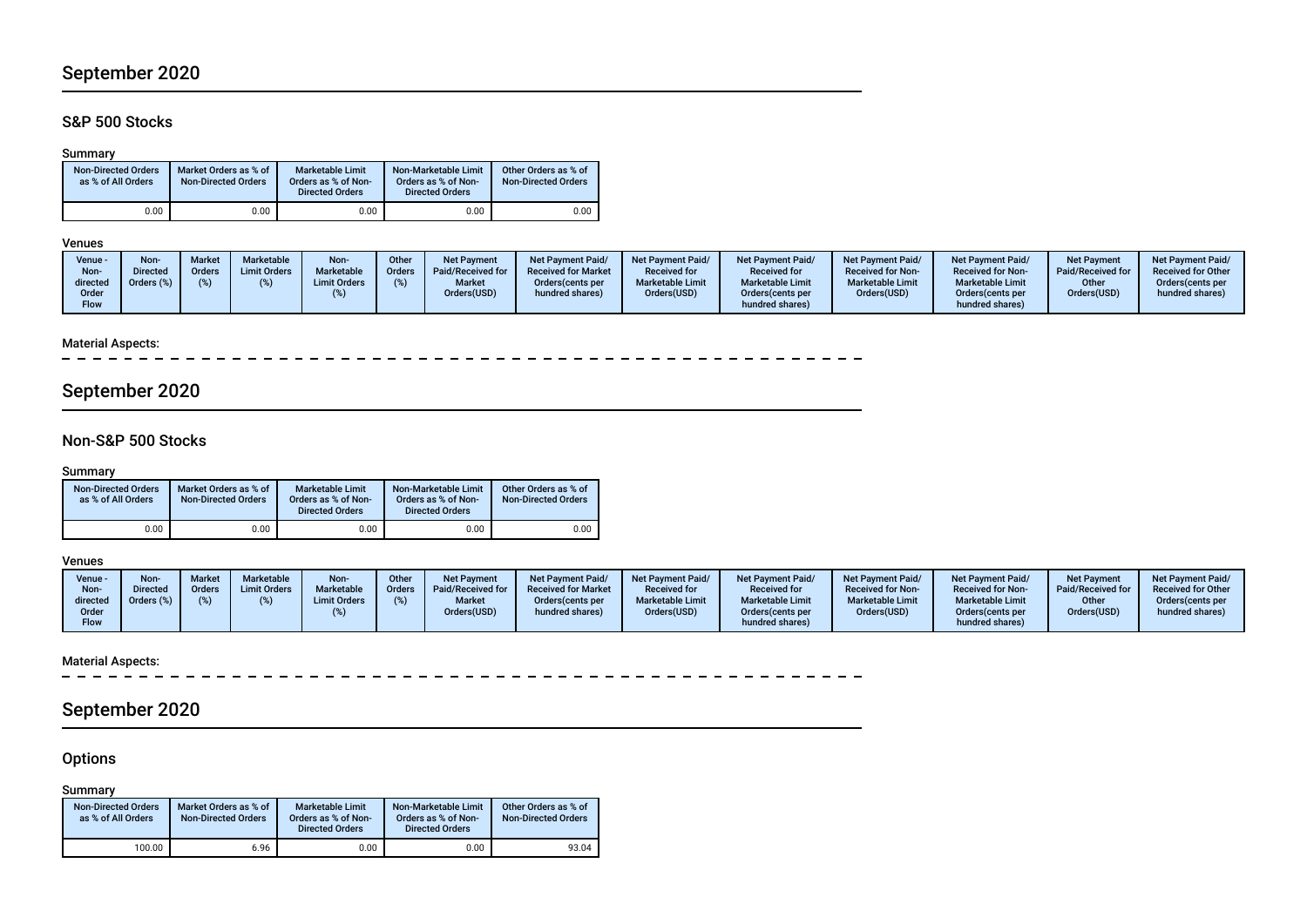## September 2020

### S&P 500 Stocks

Summary

| Non-Directed Orders as % of All Orders | Market Orders as % of Non-Directed Orders | Marketable Limit Orders as % of Non-Directed Orders | Non-Marketable Limit Orders as % of Non-Directed Orders | Other Orders as % of Non-Directed Orders |
|---|---|---|---|---|
| 0.00 | 0.00 | 0.00 | 0.00 | 0.00 |

Venues

| Venue - Non-directed Order Flow | Non-Directed Orders (%) | Market Orders (%) | Marketable Limit Orders (%) | Non-Marketable Limit Orders (%) | Other Orders (%) | Net Payment Paid/Received for Market Orders(USD) | Net Payment Paid/ Received for Market Orders(cents per hundred shares) | Net Payment Paid/ Received for Marketable Limit Orders(USD) | Net Payment Paid/ Received for Marketable Limit Orders(cents per hundred shares) | Net Payment Paid/ Received for Non-Marketable Limit Orders(USD) | Net Payment Paid/ Received for Non-Marketable Limit Orders(cents per hundred shares) | Net Payment Paid/Received for Other Orders(USD) | Net Payment Paid/ Received for Other Orders(cents per hundred shares) |
|---|---|---|---|---|---|---|---|---|---|---|---|---|---|

Material Aspects:

## September 2020

### Non-S&P 500 Stocks

Summary

| Non-Directed Orders as % of All Orders | Market Orders as % of Non-Directed Orders | Marketable Limit Orders as % of Non-Directed Orders | Non-Marketable Limit Orders as % of Non-Directed Orders | Other Orders as % of Non-Directed Orders |
|---|---|---|---|---|
| 0.00 | 0.00 | 0.00 | 0.00 | 0.00 |

Venues

| Venue - Non-directed Order Flow | Non-Directed Orders (%) | Market Orders (%) | Marketable Limit Orders (%) | Non-Marketable Limit Orders (%) | Other Orders (%) | Net Payment Paid/Received for Market Orders(USD) | Net Payment Paid/ Received for Market Orders(cents per hundred shares) | Net Payment Paid/ Received for Marketable Limit Orders(USD) | Net Payment Paid/ Received for Marketable Limit Orders(cents per hundred shares) | Net Payment Paid/ Received for Non-Marketable Limit Orders(USD) | Net Payment Paid/ Received for Non-Marketable Limit Orders(cents per hundred shares) | Net Payment Paid/Received for Other Orders(USD) | Net Payment Paid/ Received for Other Orders(cents per hundred shares) |
|---|---|---|---|---|---|---|---|---|---|---|---|---|---|

Material Aspects:

## September 2020

### Options

Summary

| Non-Directed Orders as % of All Orders | Market Orders as % of Non-Directed Orders | Marketable Limit Orders as % of Non-Directed Orders | Non-Marketable Limit Orders as % of Non-Directed Orders | Other Orders as % of Non-Directed Orders |
|---|---|---|---|---|
| 100.00 | 6.96 | 0.00 | 0.00 | 93.04 |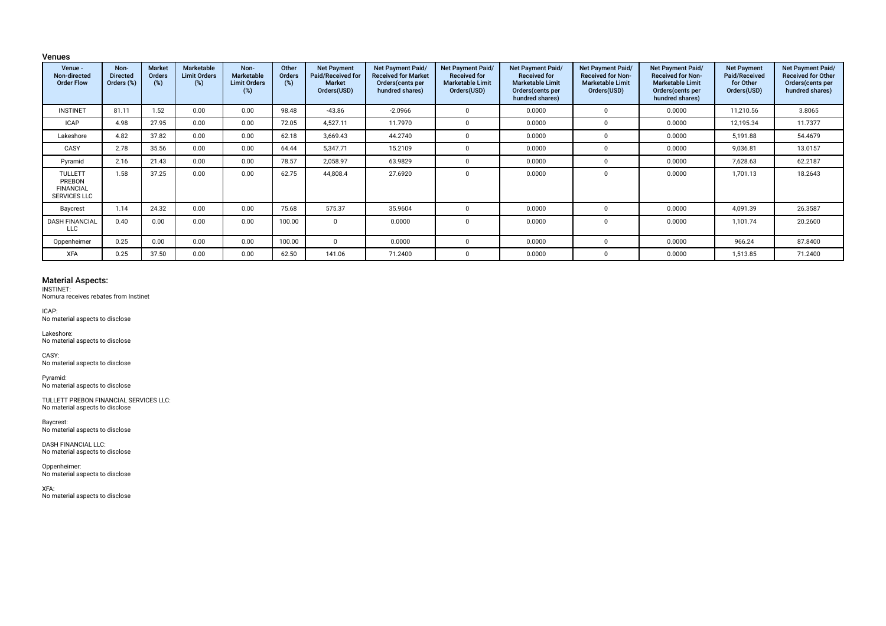### Venues

| Venue - Non-directed Order Flow | Non-Directed Orders (%) | Market Orders (%) | Marketable Limit Orders (%) | Non-Marketable Limit Orders (%) | Other Orders (%) | Net Payment Paid/Received for Market Orders(USD) | Net Payment Paid/ Received for Market Orders(cents per hundred shares) | Net Payment Paid/ Received for Marketable Limit Orders(USD) | Net Payment Paid/ Received for Marketable Limit Orders(cents per hundred shares) | Net Payment Paid/ Received for Non-Marketable Limit Orders(USD) | Net Payment Paid/ Received for Non-Marketable Limit Orders(cents per hundred shares) | Net Payment Paid/Received for Other Orders(USD) | Net Payment Paid/ Received for Other Orders(cents per hundred shares) |
|---|---|---|---|---|---|---|---|---|---|---|---|---|---|
| INSTINET | 81.11 | 1.52 | 0.00 | 0.00 | 98.48 | -43.86 | -2.0966 | 0 | 0.0000 | 0 | 0.0000 | 11,210.56 | 3.8065 |
| ICAP | 4.98 | 27.95 | 0.00 | 0.00 | 72.05 | 4,527.11 | 11.7970 | 0 | 0.0000 | 0 | 0.0000 | 12,195.34 | 11.7377 |
| Lakeshore | 4.82 | 37.82 | 0.00 | 0.00 | 62.18 | 3,669.43 | 44.2740 | 0 | 0.0000 | 0 | 0.0000 | 5,191.88 | 54.4679 |
| CASY | 2.78 | 35.56 | 0.00 | 0.00 | 64.44 | 5,347.71 | 15.2109 | 0 | 0.0000 | 0 | 0.0000 | 9,036.81 | 13.0157 |
| Pyramid | 2.16 | 21.43 | 0.00 | 0.00 | 78.57 | 2,058.97 | 63.9829 | 0 | 0.0000 | 0 | 0.0000 | 7,628.63 | 62.2187 |
| TULLETT PREBON FINANCIAL SERVICES LLC | 1.58 | 37.25 | 0.00 | 0.00 | 62.75 | 44,808.4 | 27.6920 | 0 | 0.0000 | 0 | 0.0000 | 1,701.13 | 18.2643 |
| Baycrest | 1.14 | 24.32 | 0.00 | 0.00 | 75.68 | 575.37 | 35.9604 | 0 | 0.0000 | 0 | 0.0000 | 4,091.39 | 26.3587 |
| DASH FINANCIAL LLC | 0.40 | 0.00 | 0.00 | 0.00 | 100.00 | 0 | 0.0000 | 0 | 0.0000 | 0 | 0.0000 | 1,101.74 | 20.2600 |
| Oppenheimer | 0.25 | 0.00 | 0.00 | 0.00 | 100.00 | 0 | 0.0000 | 0 | 0.0000 | 0 | 0.0000 | 966.24 | 87.8400 |
| XFA | 0.25 | 37.50 | 0.00 | 0.00 | 62.50 | 141.06 | 71.2400 | 0 | 0.0000 | 0 | 0.0000 | 1,513.85 | 71.2400 |

### Material Aspects:

INSTINET:
Nomura receives rebates from Instinet

ICAP:
No material aspects to disclose

Lakeshore:
No material aspects to disclose

CASY:
No material aspects to disclose

Pyramid:
No material aspects to disclose

TULLETT PREBON FINANCIAL SERVICES LLC:
No material aspects to disclose

Baycrest:
No material aspects to disclose

DASH FINANCIAL LLC:
No material aspects to disclose

Oppenheimer:
No material aspects to disclose

XFA:
No material aspects to disclose